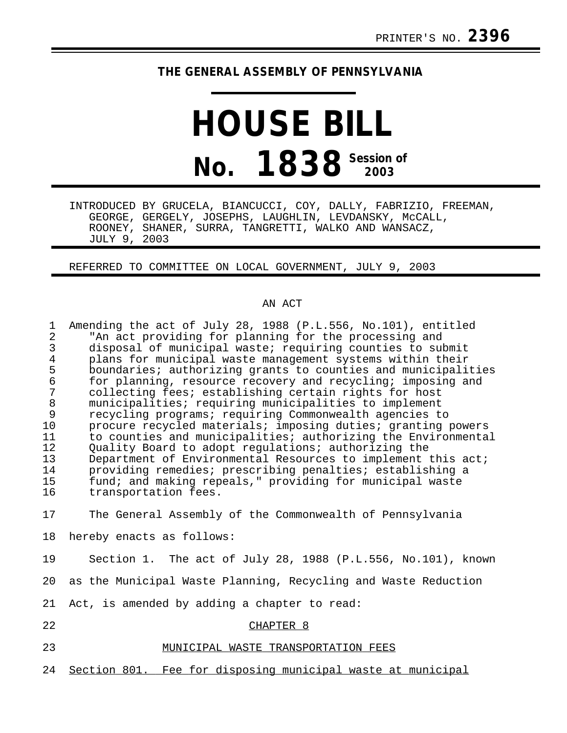PRINTER'S NO. **2396**

# THE GENERAL ASSEMBLY OF PENNSYLVANIA

# HOUSE BILL

## No. 1838 Session of 2003

INTRODUCED BY GRUCELA, BIANCUCCI, COY, DALLY, FABRIZIO, FREEMAN, GEORGE, GERGELY, JOSEPHS, LAUGHLIN, LEVDANSKY, McCALL, ROONEY, SHANER, SURRA, TANGRETTI, WALKO AND WANSACZ, JULY 9, 2003

REFERRED TO COMMITTEE ON LOCAL GOVERNMENT, JULY 9, 2003

AN ACT

Amending the act of July 28, 1988 (P.L.556, No.101), entitled "An act providing for planning for the processing and disposal of municipal waste; requiring counties to submit plans for municipal waste management systems within their boundaries; authorizing grants to counties and municipalities for planning, resource recovery and recycling; imposing and collecting fees; establishing certain rights for host municipalities; requiring municipalities to implement recycling programs; requiring Commonwealth agencies to procure recycled materials; imposing duties; granting powers to counties and municipalities; authorizing the Environmental Quality Board to adopt regulations; authorizing the Department of Environmental Resources to implement this act; providing remedies; prescribing penalties; establishing a fund; and making repeals," providing for municipal waste transportation fees.

The General Assembly of the Commonwealth of Pennsylvania hereby enacts as follows:

Section 1. The act of July 28, 1988 (P.L.556, No.101), known as the Municipal Waste Planning, Recycling and Waste Reduction Act, is amended by adding a chapter to read:

CHAPTER 8

MUNICIPAL WASTE TRANSPORTATION FEES

Section 801. Fee for disposing municipal waste at municipal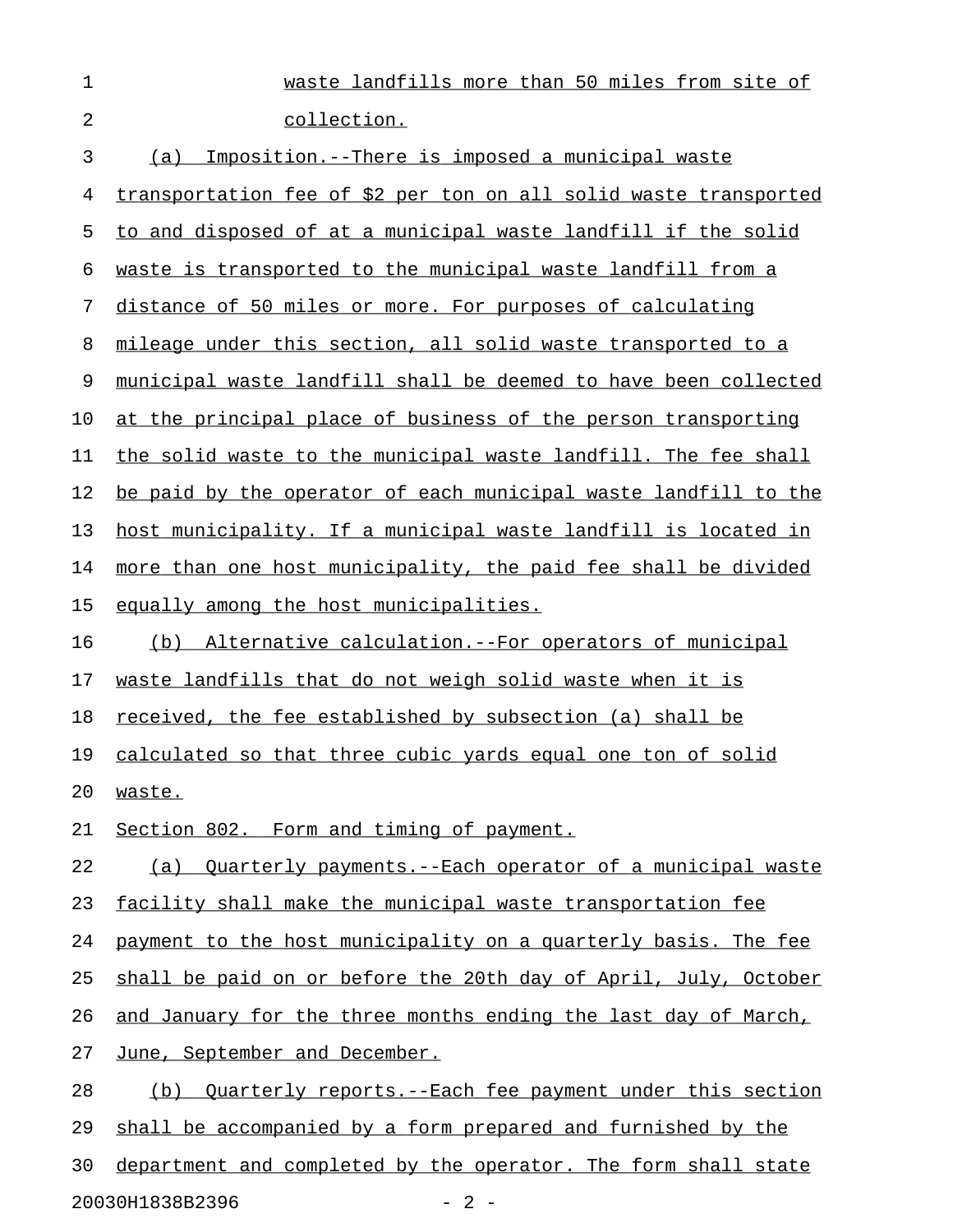waste landfills more than 50 miles from site of collection.

(a) Imposition.--There is imposed a municipal waste transportation fee of $2 per ton on all solid waste transported to and disposed of at a municipal waste landfill if the solid waste is transported to the municipal waste landfill from a distance of 50 miles or more. For purposes of calculating mileage under this section, all solid waste transported to a municipal waste landfill shall be deemed to have been collected at the principal place of business of the person transporting the solid waste to the municipal waste landfill. The fee shall be paid by the operator of each municipal waste landfill to the host municipality. If a municipal waste landfill is located in more than one host municipality, the paid fee shall be divided equally among the host municipalities.

(b) Alternative calculation.--For operators of municipal waste landfills that do not weigh solid waste when it is received, the fee established by subsection (a) shall be calculated so that three cubic yards equal one ton of solid waste.

Section 802. Form and timing of payment.

(a) Quarterly payments.--Each operator of a municipal waste facility shall make the municipal waste transportation fee payment to the host municipality on a quarterly basis. The fee shall be paid on or before the 20th day of April, July, October and January for the three months ending the last day of March, June, September and December.

(b) Quarterly reports.--Each fee payment under this section shall be accompanied by a form prepared and furnished by the department and completed by the operator. The form shall state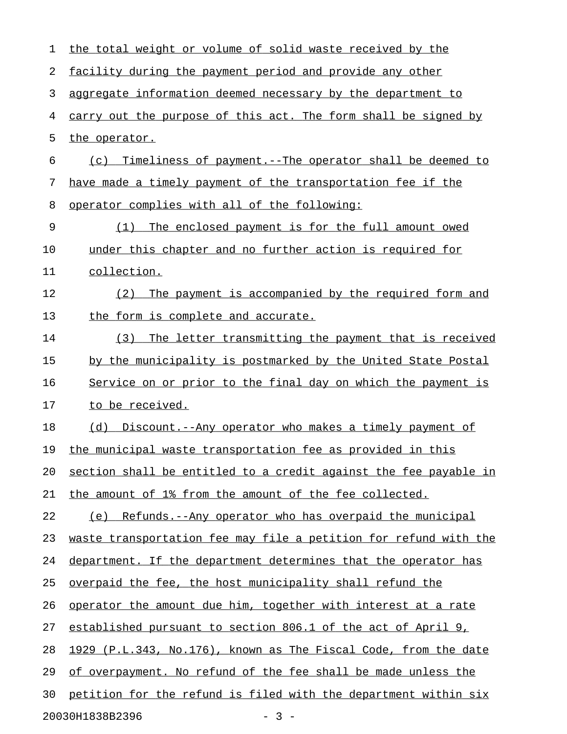the total weight or volume of solid waste received by the facility during the payment period and provide any other aggregate information deemed necessary by the department to carry out the purpose of this act. The form shall be signed by the operator.

(c) Timeliness of payment.--The operator shall be deemed to have made a timely payment of the transportation fee if the operator complies with all of the following:

(1) The enclosed payment is for the full amount owed under this chapter and no further action is required for collection.

(2) The payment is accompanied by the required form and the form is complete and accurate.

(3) The letter transmitting the payment that is received by the municipality is postmarked by the United State Postal Service on or prior to the final day on which the payment is to be received.

(d) Discount.--Any operator who makes a timely payment of the municipal waste transportation fee as provided in this section shall be entitled to a credit against the fee payable in the amount of 1% from the amount of the fee collected.

(e) Refunds.--Any operator who has overpaid the municipal waste transportation fee may file a petition for refund with the department. If the department determines that the operator has overpaid the fee, the host municipality shall refund the operator the amount due him, together with interest at a rate established pursuant to section 806.1 of the act of April 9, 1929 (P.L.343, No.176), known as The Fiscal Code, from the date of overpayment. No refund of the fee shall be made unless the petition for the refund is filed with the department within six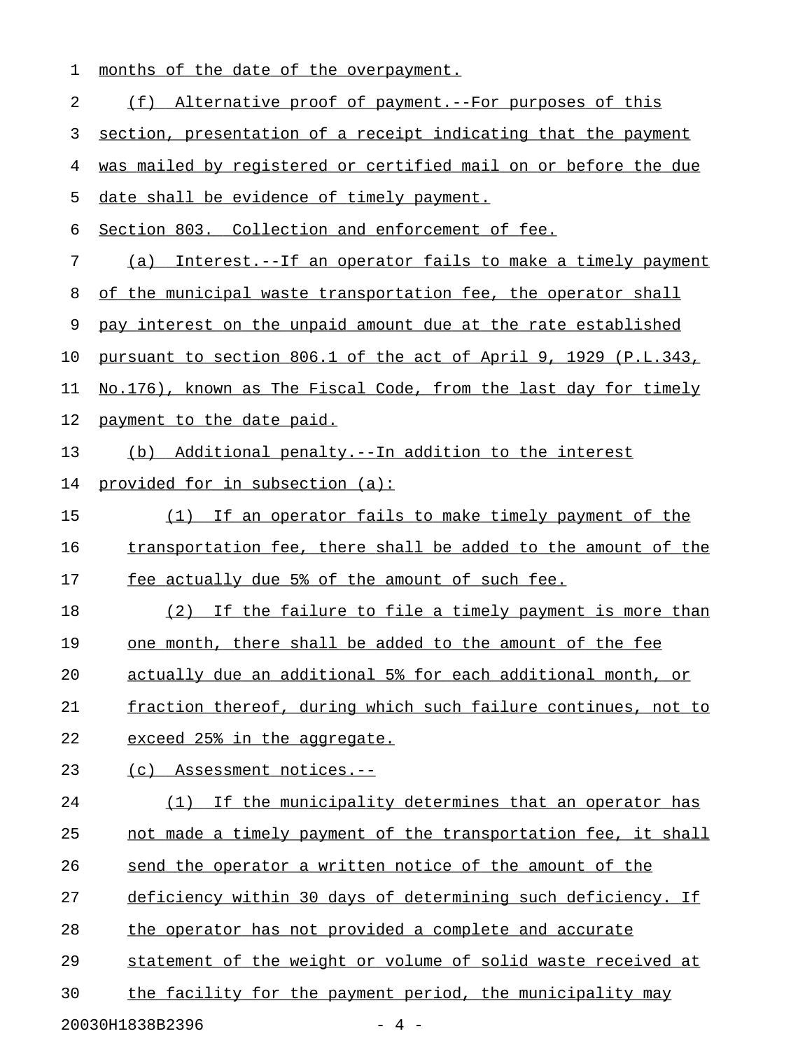months of the date of the overpayment.

(f) Alternative proof of payment.--For purposes of this section, presentation of a receipt indicating that the payment was mailed by registered or certified mail on or before the due date shall be evidence of timely payment.

Section 803. Collection and enforcement of fee.

(a) Interest.--If an operator fails to make a timely payment of the municipal waste transportation fee, the operator shall pay interest on the unpaid amount due at the rate established pursuant to section 806.1 of the act of April 9, 1929 (P.L.343, No.176), known as The Fiscal Code, from the last day for timely payment to the date paid.

(b) Additional penalty.--In addition to the interest provided for in subsection (a):

(1) If an operator fails to make timely payment of the transportation fee, there shall be added to the amount of the fee actually due 5% of the amount of such fee.

(2) If the failure to file a timely payment is more than one month, there shall be added to the amount of the fee actually due an additional 5% for each additional month, or fraction thereof, during which such failure continues, not to exceed 25% in the aggregate.

(c) Assessment notices.--

(1) If the municipality determines that an operator has not made a timely payment of the transportation fee, it shall send the operator a written notice of the amount of the deficiency within 30 days of determining such deficiency. If the operator has not provided a complete and accurate statement of the weight or volume of solid waste received at the facility for the payment period, the municipality may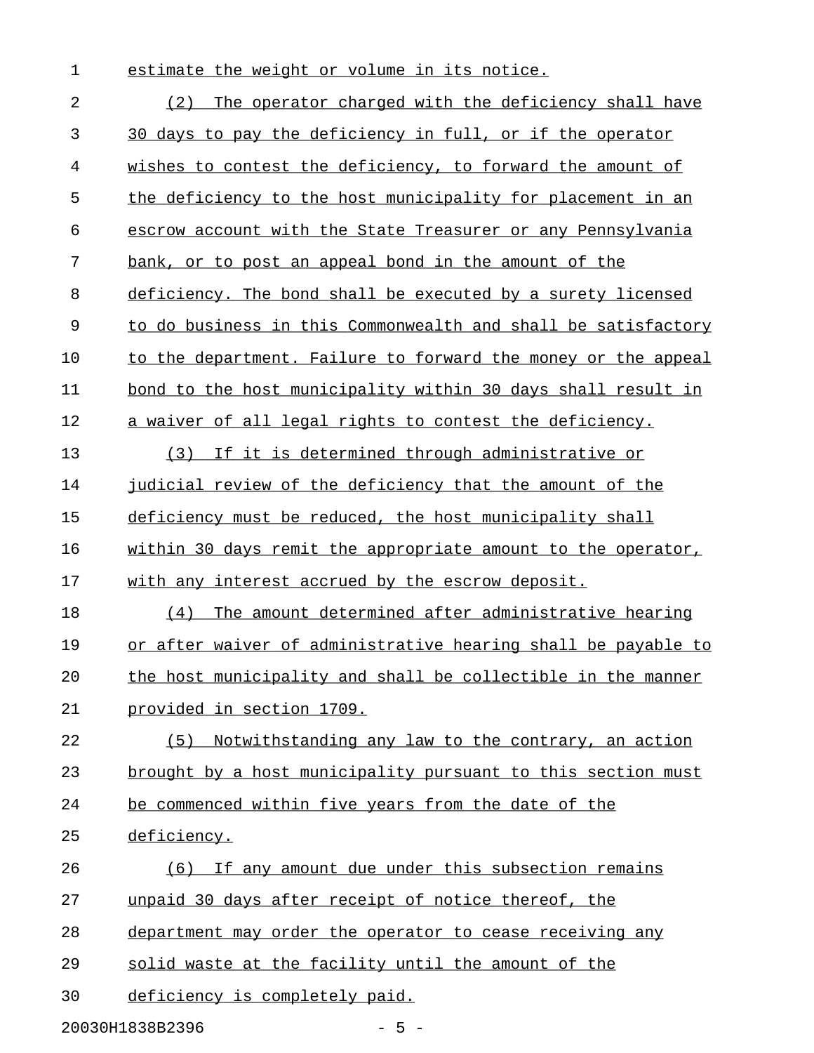estimate the weight or volume in its notice.

(2) The operator charged with the deficiency shall have 30 days to pay the deficiency in full, or if the operator wishes to contest the deficiency, to forward the amount of the deficiency to the host municipality for placement in an escrow account with the State Treasurer or any Pennsylvania bank, or to post an appeal bond in the amount of the deficiency. The bond shall be executed by a surety licensed to do business in this Commonwealth and shall be satisfactory to the department. Failure to forward the money or the appeal bond to the host municipality within 30 days shall result in a waiver of all legal rights to contest the deficiency.

(3) If it is determined through administrative or judicial review of the deficiency that the amount of the deficiency must be reduced, the host municipality shall within 30 days remit the appropriate amount to the operator, with any interest accrued by the escrow deposit.

(4) The amount determined after administrative hearing or after waiver of administrative hearing shall be payable to the host municipality and shall be collectible in the manner provided in section 1709.

(5) Notwithstanding any law to the contrary, an action brought by a host municipality pursuant to this section must be commenced within five years from the date of the deficiency.

(6) If any amount due under this subsection remains unpaid 30 days after receipt of notice thereof, the department may order the operator to cease receiving any solid waste at the facility until the amount of the deficiency is completely paid.

20030H1838B2396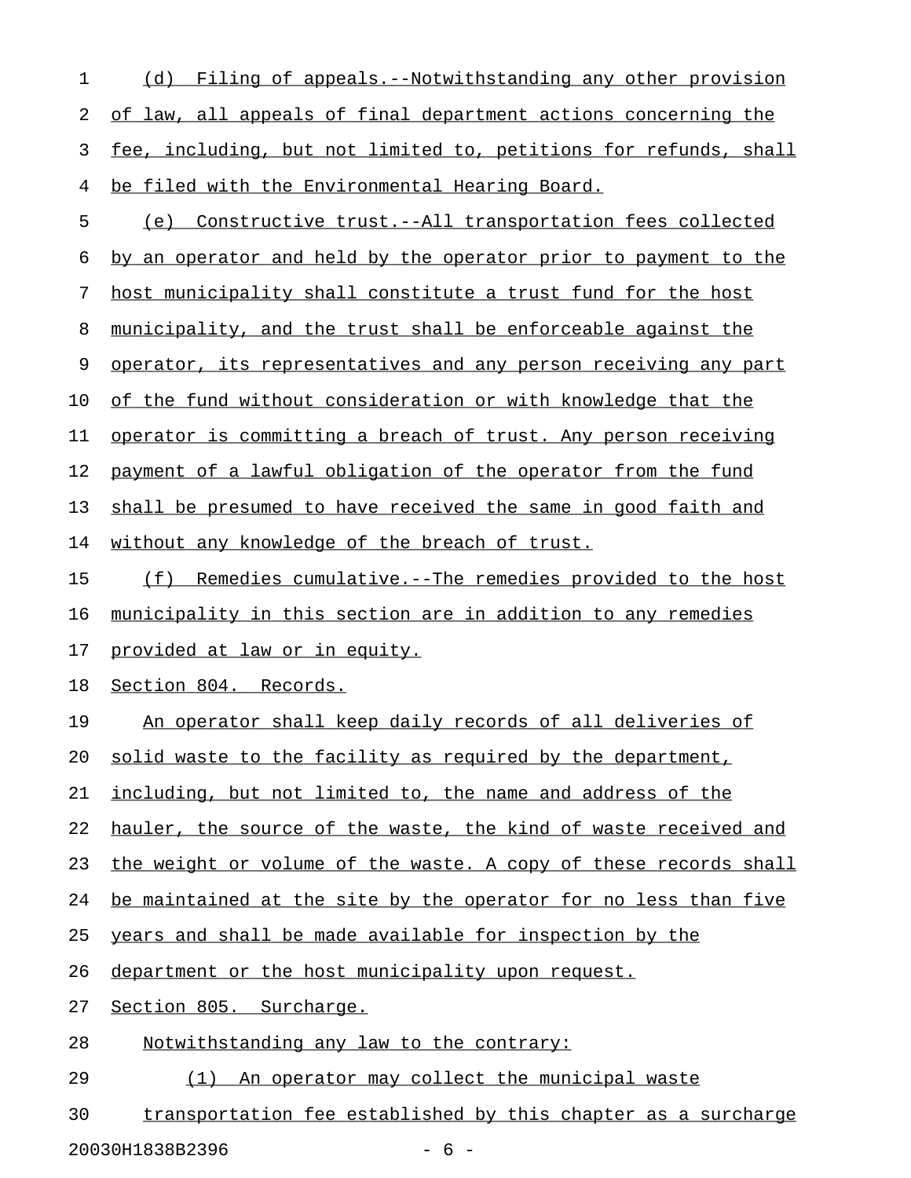(d) Filing of appeals.--Notwithstanding any other provision of law, all appeals of final department actions concerning the fee, including, but not limited to, petitions for refunds, shall be filed with the Environmental Hearing Board.

(e) Constructive trust.--All transportation fees collected by an operator and held by the operator prior to payment to the host municipality shall constitute a trust fund for the host municipality, and the trust shall be enforceable against the operator, its representatives and any person receiving any part of the fund without consideration or with knowledge that the operator is committing a breach of trust. Any person receiving payment of a lawful obligation of the operator from the fund shall be presumed to have received the same in good faith and without any knowledge of the breach of trust.

(f) Remedies cumulative.--The remedies provided to the host municipality in this section are in addition to any remedies provided at law or in equity.

Section 804. Records.

An operator shall keep daily records of all deliveries of solid waste to the facility as required by the department, including, but not limited to, the name and address of the hauler, the source of the waste, the kind of waste received and the weight or volume of the waste. A copy of these records shall be maintained at the site by the operator for no less than five years and shall be made available for inspection by the department or the host municipality upon request.

Section 805. Surcharge.

Notwithstanding any law to the contrary:

(1) An operator may collect the municipal waste transportation fee established by this chapter as a surcharge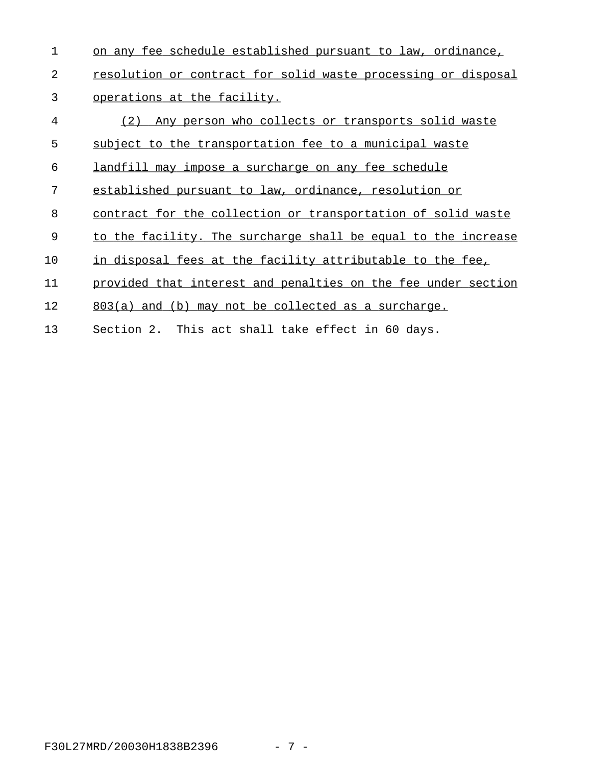on any fee schedule established pursuant to law, ordinance, resolution or contract for solid waste processing or disposal operations at the facility.

(2) Any person who collects or transports solid waste subject to the transportation fee to a municipal waste landfill may impose a surcharge on any fee schedule established pursuant to law, ordinance, resolution or contract for the collection or transportation of solid waste to the facility. The surcharge shall be equal to the increase in disposal fees at the facility attributable to the fee, provided that interest and penalties on the fee under section 803(a) and (b) may not be collected as a surcharge.

Section 2. This act shall take effect in 60 days.